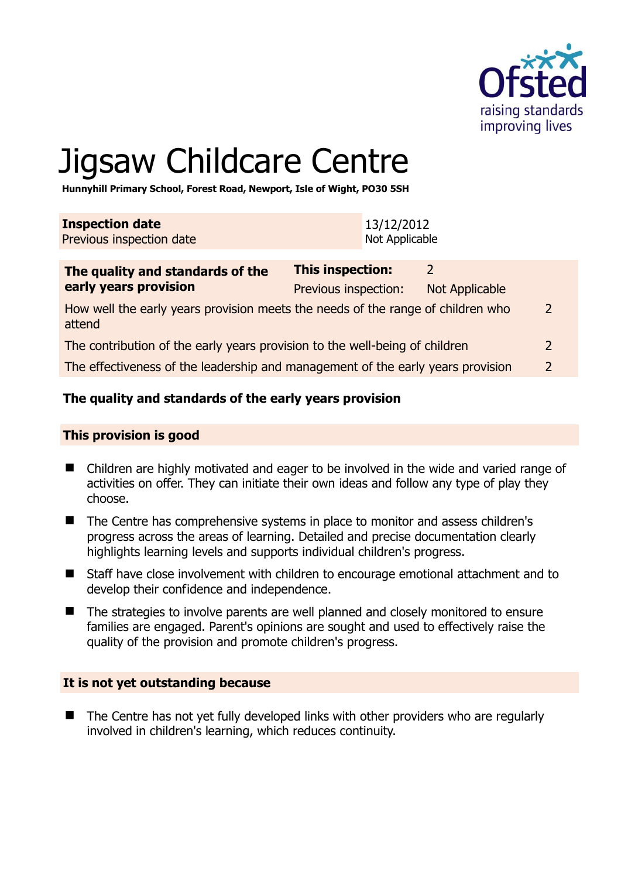# Jigsaw Childcare Centre

**Hunnyhill Primary School, Forest Road, Newport, Isle of Wight, PO30 5SH**

| **Inspection date** | 13/12/2012 |
|---|---|
| Previous inspection date | Not Applicable |

| **The quality and standards of the early years provision** | **This inspection:** | 2 |
|---|---|---|
| | Previous inspection: | Not Applicable |
| How well the early years provision meets the needs of the range of children who attend | | 2 |
| The contribution of the early years provision to the well-being of children | | 2 |
| The effectiveness of the leadership and management of the early years provision | | 2 |

## The quality and standards of the early years provision

### This provision is good

- Children are highly motivated and eager to be involved in the wide and varied range of activities on offer. They can initiate their own ideas and follow any type of play they choose.
- The Centre has comprehensive systems in place to monitor and assess children's progress across the areas of learning. Detailed and precise documentation clearly highlights learning levels and supports individual children's progress.
- Staff have close involvement with children to encourage emotional attachment and to develop their confidence and independence.
- The strategies to involve parents are well planned and closely monitored to ensure families are engaged. Parent's opinions are sought and used to effectively raise the quality of the provision and promote children's progress.

### It is not yet outstanding because

- The Centre has not yet fully developed links with other providers who are regularly involved in children's learning, which reduces continuity.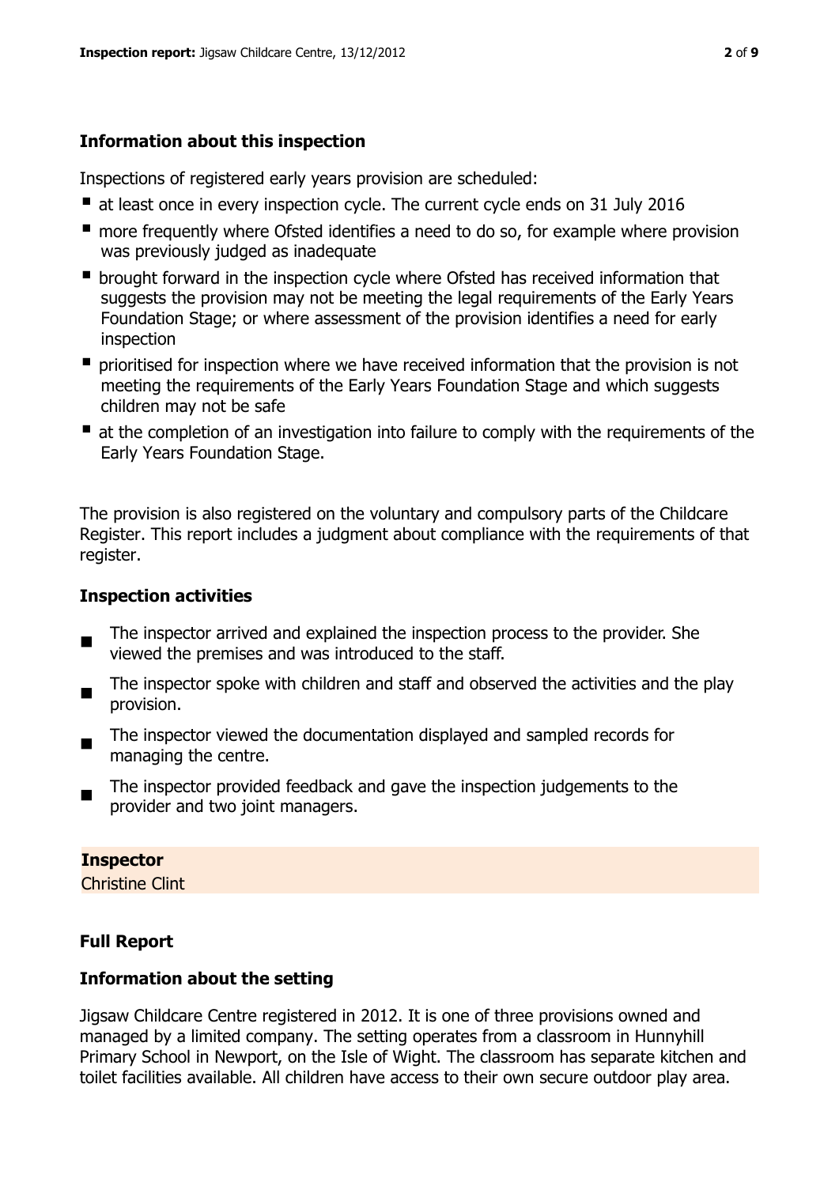### Information about this inspection

Inspections of registered early years provision are scheduled:

- at least once in every inspection cycle. The current cycle ends on 31 July 2016
- more frequently where Ofsted identifies a need to do so, for example where provision was previously judged as inadequate
- brought forward in the inspection cycle where Ofsted has received information that suggests the provision may not be meeting the legal requirements of the Early Years Foundation Stage; or where assessment of the provision identifies a need for early inspection
- prioritised for inspection where we have received information that the provision is not meeting the requirements of the Early Years Foundation Stage and which suggests children may not be safe
- at the completion of an investigation into failure to comply with the requirements of the Early Years Foundation Stage.

The provision is also registered on the voluntary and compulsory parts of the Childcare Register. This report includes a judgment about compliance with the requirements of that register.

### Inspection activities

- The inspector arrived and explained the inspection process to the provider. She viewed the premises and was introduced to the staff.
- The inspector spoke with children and staff and observed the activities and the play provision.
- The inspector viewed the documentation displayed and sampled records for managing the centre.
- The inspector provided feedback and gave the inspection judgements to the provider and two joint managers.

**Inspector**
Christine Clint

### Full Report

### Information about the setting

Jigsaw Childcare Centre registered in 2012. It is one of three provisions owned and managed by a limited company. The setting operates from a classroom in Hunnyhill Primary School in Newport, on the Isle of Wight. The classroom has separate kitchen and toilet facilities available. All children have access to their own secure outdoor play area.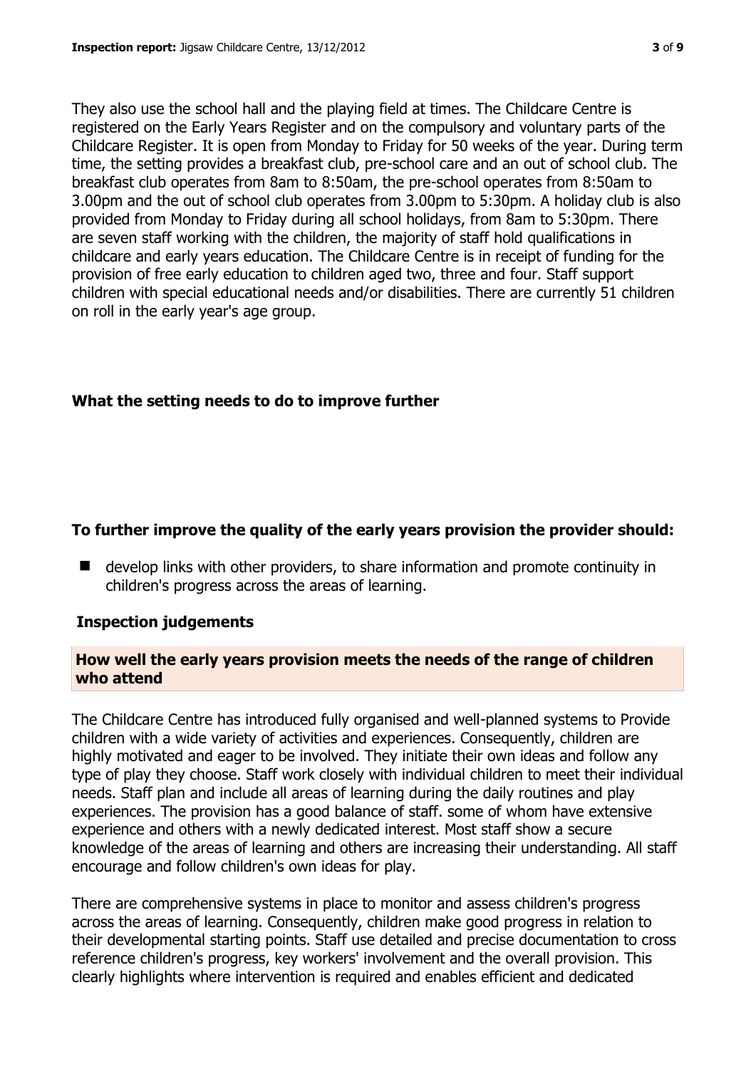They also use the school hall and the playing field at times. The Childcare Centre is registered on the Early Years Register and on the compulsory and voluntary parts of the Childcare Register. It is open from Monday to Friday for 50 weeks of the year. During term time, the setting provides a breakfast club, pre-school care and an out of school club. The breakfast club operates from 8am to 8:50am, the pre-school operates from 8:50am to 3.00pm and the out of school club operates from 3.00pm to 5:30pm. A holiday club is also provided from Monday to Friday during all school holidays, from 8am to 5:30pm. There are seven staff working with the children, the majority of staff hold qualifications in childcare and early years education. The Childcare Centre is in receipt of funding for the provision of free early education to children aged two, three and four. Staff support children with special educational needs and/or disabilities. There are currently 51 children on roll in the early year's age group.

## What the setting needs to do to improve further

### To further improve the quality of the early years provision the provider should:

- develop links with other providers, to share information and promote continuity in children's progress across the areas of learning.

## Inspection judgements

### How well the early years provision meets the needs of the range of children who attend

The Childcare Centre has introduced fully organised and well-planned systems to Provide children with a wide variety of activities and experiences. Consequently, children are highly motivated and eager to be involved. They initiate their own ideas and follow any type of play they choose. Staff work closely with individual children to meet their individual needs. Staff plan and include all areas of learning during the daily routines and play experiences. The provision has a good balance of staff. some of whom have extensive experience and others with a newly dedicated interest. Most staff show a secure knowledge of the areas of learning and others are increasing their understanding. All staff encourage and follow children's own ideas for play.

There are comprehensive systems in place to monitor and assess children's progress across the areas of learning. Consequently, children make good progress in relation to their developmental starting points. Staff use detailed and precise documentation to cross reference children's progress, key workers' involvement and the overall provision. This clearly highlights where intervention is required and enables efficient and dedicated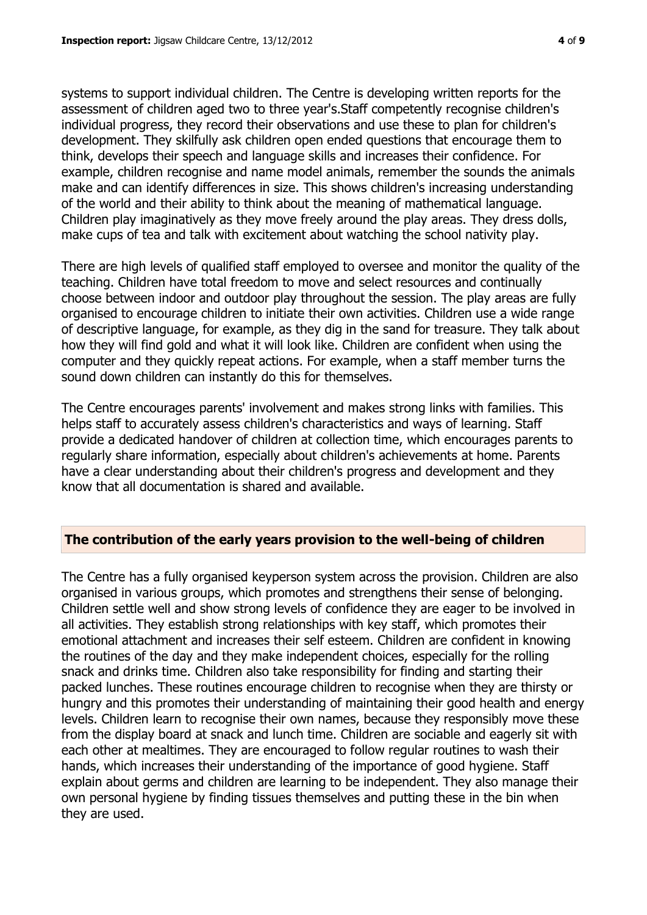systems to support individual children. The Centre is developing written reports for the assessment of children aged two to three year's.Staff competently recognise children's individual progress, they record their observations and use these to plan for children's development. They skilfully ask children open ended questions that encourage them to think, develops their speech and language skills and increases their confidence. For example, children recognise and name model animals, remember the sounds the animals make and can identify differences in size. This shows children's increasing understanding of the world and their ability to think about the meaning of mathematical language. Children play imaginatively as they move freely around the play areas. They dress dolls, make cups of tea and talk with excitement about watching the school nativity play.

There are high levels of qualified staff employed to oversee and monitor the quality of the teaching. Children have total freedom to move and select resources and continually choose between indoor and outdoor play throughout the session. The play areas are fully organised to encourage children to initiate their own activities. Children use a wide range of descriptive language, for example, as they dig in the sand for treasure. They talk about how they will find gold and what it will look like. Children are confident when using the computer and they quickly repeat actions. For example, when a staff member turns the sound down children can instantly do this for themselves.

The Centre encourages parents' involvement and makes strong links with families. This helps staff to accurately assess children's characteristics and ways of learning. Staff provide a dedicated handover of children at collection time, which encourages parents to regularly share information, especially about children's achievements at home. Parents have a clear understanding about their children's progress and development and they know that all documentation is shared and available.

## The contribution of the early years provision to the well-being of children

The Centre has a fully organised keyperson system across the provision. Children are also organised in various groups, which promotes and strengthens their sense of belonging. Children settle well and show strong levels of confidence they are eager to be involved in all activities. They establish strong relationships with key staff, which promotes their emotional attachment and increases their self esteem. Children are confident in knowing the routines of the day and they make independent choices, especially for the rolling snack and drinks time. Children also take responsibility for finding and starting their packed lunches. These routines encourage children to recognise when they are thirsty or hungry and this promotes their understanding of maintaining their good health and energy levels. Children learn to recognise their own names, because they responsibly move these from the display board at snack and lunch time. Children are sociable and eagerly sit with each other at mealtimes. They are encouraged to follow regular routines to wash their hands, which increases their understanding of the importance of good hygiene. Staff explain about germs and children are learning to be independent. They also manage their own personal hygiene by finding tissues themselves and putting these in the bin when they are used.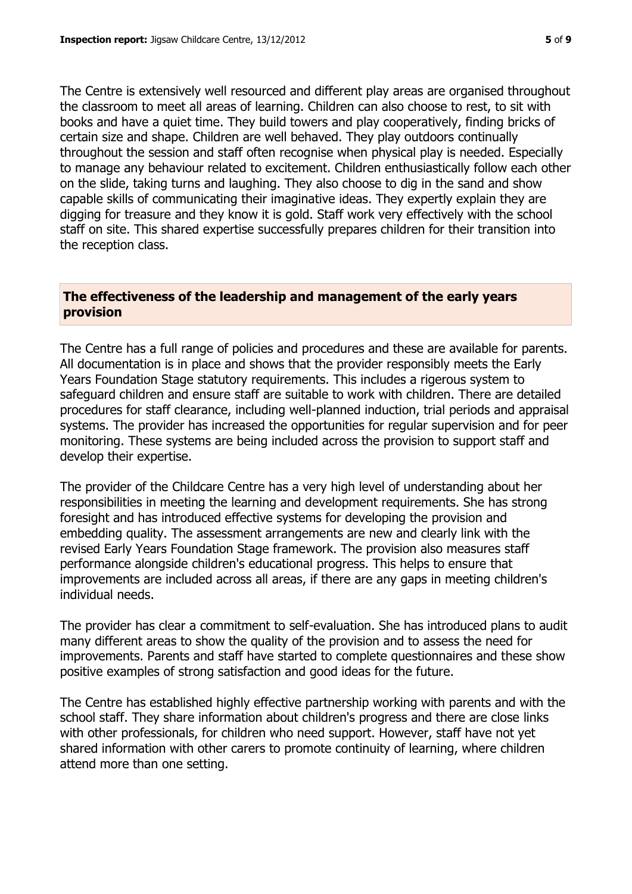The Centre is extensively well resourced and different play areas are organised throughout the classroom to meet all areas of learning. Children can also choose to rest, to sit with books and have a quiet time. They build towers and play cooperatively, finding bricks of certain size and shape. Children are well behaved. They play outdoors continually throughout the session and staff often recognise when physical play is needed. Especially to manage any behaviour related to excitement. Children enthusiastically follow each other on the slide, taking turns and laughing. They also choose to dig in the sand and show capable skills of communicating their imaginative ideas. They expertly explain they are digging for treasure and they know it is gold. Staff work very effectively with the school staff on site. This shared expertise successfully prepares children for their transition into the reception class.

## The effectiveness of the leadership and management of the early years provision

The Centre has a full range of policies and procedures and these are available for parents. All documentation is in place and shows that the provider responsibly meets the Early Years Foundation Stage statutory requirements. This includes a rigerous system to safeguard children and ensure staff are suitable to work with children. There are detailed procedures for staff clearance, including well-planned induction, trial periods and appraisal systems. The provider has increased the opportunities for regular supervision and for peer monitoring. These systems are being included across the provision to support staff and develop their expertise.

The provider of the Childcare Centre has a very high level of understanding about her responsibilities in meeting the learning and development requirements. She has strong foresight and has introduced effective systems for developing the provision and embedding quality. The assessment arrangements are new and clearly link with the revised Early Years Foundation Stage framework. The provision also measures staff performance alongside children's educational progress. This helps to ensure that improvements are included across all areas, if there are any gaps in meeting children's individual needs.

The provider has clear a commitment to self-evaluation. She has introduced plans to audit many different areas to show the quality of the provision and to assess the need for improvements. Parents and staff have started to complete questionnaires and these show positive examples of strong satisfaction and good ideas for the future.

The Centre has established highly effective partnership working with parents and with the school staff. They share information about children's progress and there are close links with other professionals, for children who need support. However, staff have not yet shared information with other carers to promote continuity of learning, where children attend more than one setting.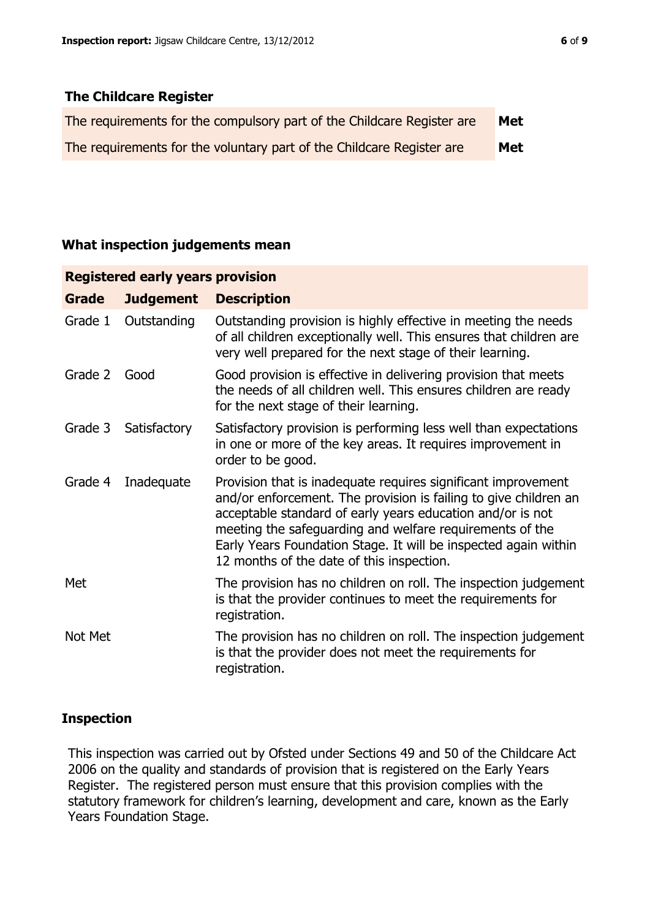### The Childcare Register

| | |
|---|---|
| The requirements for the compulsory part of the Childcare Register are | **Met** |
| The requirements for the voluntary part of the Childcare Register are | **Met** |

### What inspection judgements mean

| **Registered early years provision** | | |
|---|---|---|
| **Grade** | **Judgement** | **Description** |
| Grade 1 | Outstanding | Outstanding provision is highly effective in meeting the needs of all children exceptionally well. This ensures that children are very well prepared for the next stage of their learning. |
| Grade 2 | Good | Good provision is effective in delivering provision that meets the needs of all children well. This ensures children are ready for the next stage of their learning. |
| Grade 3 | Satisfactory | Satisfactory provision is performing less well than expectations in one or more of the key areas. It requires improvement in order to be good. |
| Grade 4 | Inadequate | Provision that is inadequate requires significant improvement and/or enforcement. The provision is failing to give children an acceptable standard of early years education and/or is not meeting the safeguarding and welfare requirements of the Early Years Foundation Stage. It will be inspected again within 12 months of the date of this inspection. |
| Met | | The provision has no children on roll. The inspection judgement is that the provider continues to meet the requirements for registration. |
| Not Met | | The provision has no children on roll. The inspection judgement is that the provider does not meet the requirements for registration. |

### Inspection

This inspection was carried out by Ofsted under Sections 49 and 50 of the Childcare Act 2006 on the quality and standards of provision that is registered on the Early Years Register. The registered person must ensure that this provision complies with the statutory framework for children's learning, development and care, known as the Early Years Foundation Stage.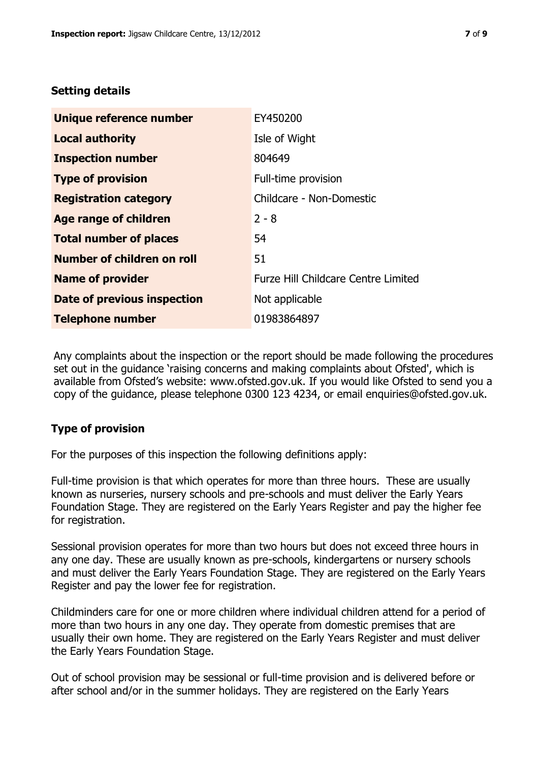### Setting details

| Unique reference number | EY450200 |
| --- | --- |
| Local authority | Isle of Wight |
| Inspection number | 804649 |
| Type of provision | Full-time provision |
| Registration category | Childcare - Non-Domestic |
| Age range of children | 2 - 8 |
| Total number of places | 54 |
| Number of children on roll | 51 |
| Name of provider | Furze Hill Childcare Centre Limited |
| Date of previous inspection | Not applicable |
| Telephone number | 01983864897 |

Any complaints about the inspection or the report should be made following the procedures set out in the guidance 'raising concerns and making complaints about Ofsted', which is available from Ofsted's website: www.ofsted.gov.uk. If you would like Ofsted to send you a copy of the guidance, please telephone 0300 123 4234, or email enquiries@ofsted.gov.uk.

### Type of provision

For the purposes of this inspection the following definitions apply:

Full-time provision is that which operates for more than three hours. These are usually known as nurseries, nursery schools and pre-schools and must deliver the Early Years Foundation Stage. They are registered on the Early Years Register and pay the higher fee for registration.

Sessional provision operates for more than two hours but does not exceed three hours in any one day. These are usually known as pre-schools, kindergartens or nursery schools and must deliver the Early Years Foundation Stage. They are registered on the Early Years Register and pay the lower fee for registration.

Childminders care for one or more children where individual children attend for a period of more than two hours in any one day. They operate from domestic premises that are usually their own home. They are registered on the Early Years Register and must deliver the Early Years Foundation Stage.

Out of school provision may be sessional or full-time provision and is delivered before or after school and/or in the summer holidays. They are registered on the Early Years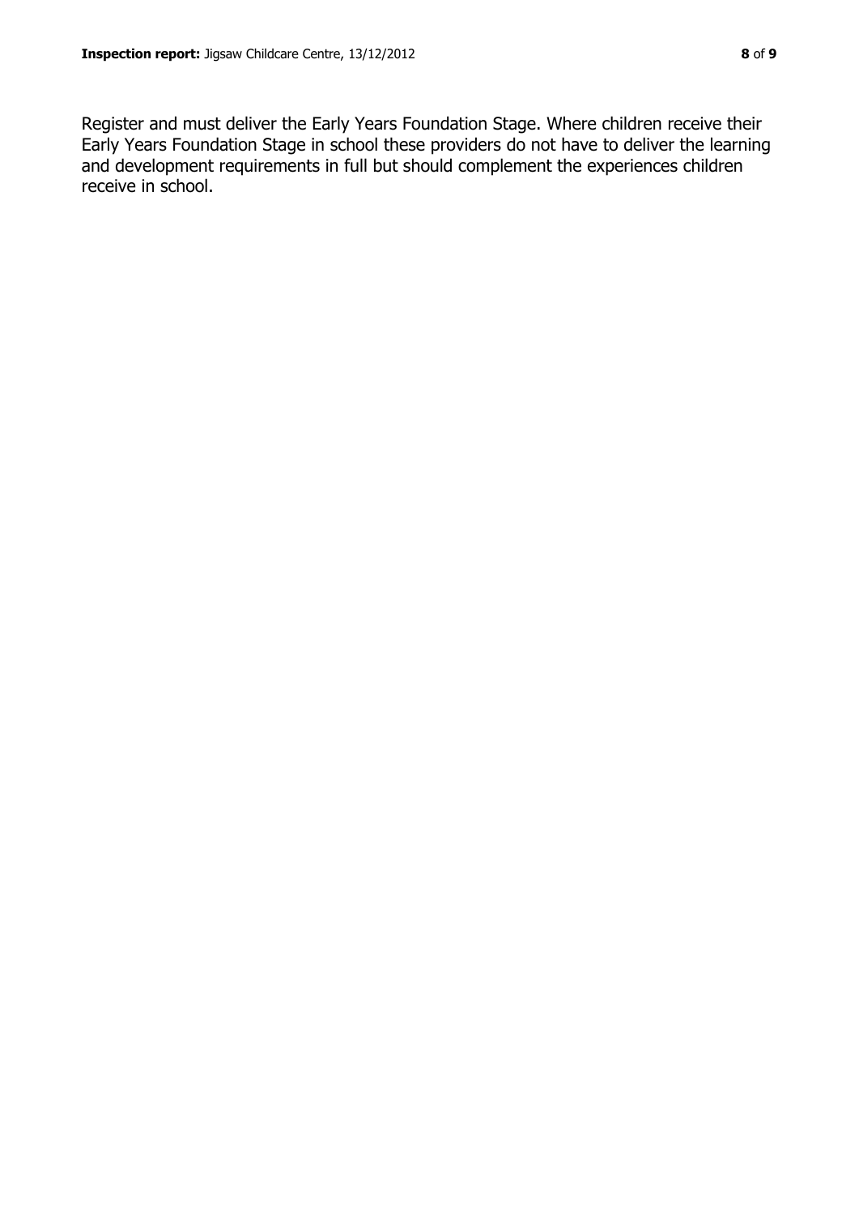Register and must deliver the Early Years Foundation Stage. Where children receive their Early Years Foundation Stage in school these providers do not have to deliver the learning and development requirements in full but should complement the experiences children receive in school.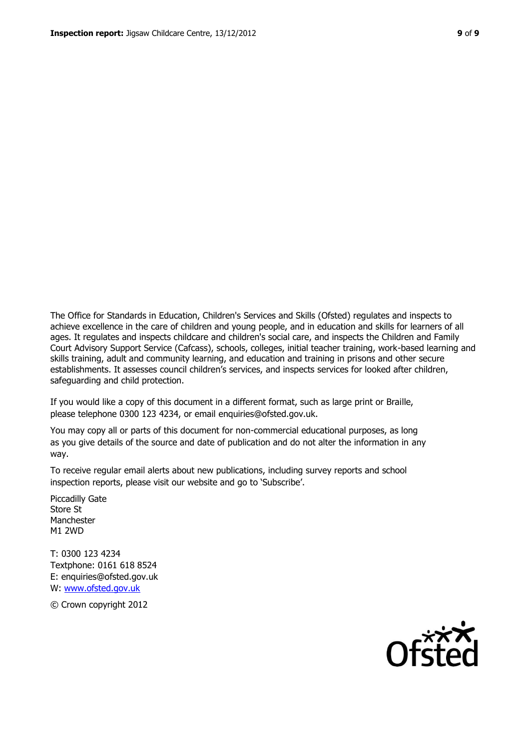The Office for Standards in Education, Children's Services and Skills (Ofsted) regulates and inspects to achieve excellence in the care of children and young people, and in education and skills for learners of all ages. It regulates and inspects childcare and children's social care, and inspects the Children and Family Court Advisory Support Service (Cafcass), schools, colleges, initial teacher training, work-based learning and skills training, adult and community learning, and education and training in prisons and other secure establishments. It assesses council children's services, and inspects services for looked after children, safeguarding and child protection.

If you would like a copy of this document in a different format, such as large print or Braille, please telephone 0300 123 4234, or email enquiries@ofsted.gov.uk.

You may copy all or parts of this document for non-commercial educational purposes, as long as you give details of the source and date of publication and do not alter the information in any way.

To receive regular email alerts about new publications, including survey reports and school inspection reports, please visit our website and go to 'Subscribe'.

Piccadilly Gate
Store St
Manchester
M1 2WD

T: 0300 123 4234
Textphone: 0161 618 8524
E: enquiries@ofsted.gov.uk
W: www.ofsted.gov.uk

© Crown copyright 2012

Ofsted